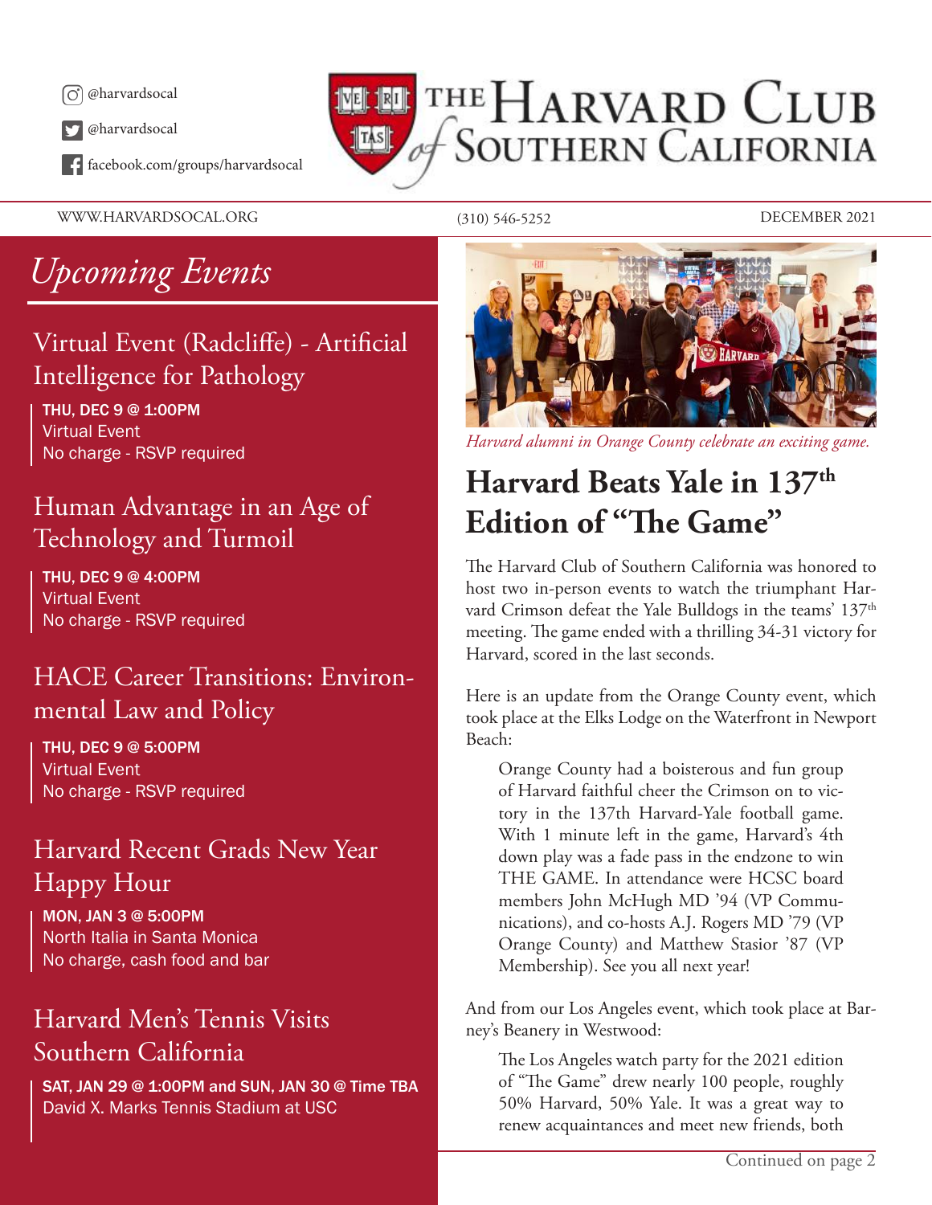@harvardsocal

@harvardsocal

facebook.com/groups/harvardsocal

# The Harvard Club of Southern California

WWW.HARVARDSOCAL.ORG (310) 546-5252 DECEMBER 2021

## *Upcoming Events*

### Virtual Event (Radcliffe) - Artificial Intelligence for Pathology

**THU, DEC 9 @ 1:00PM**
Virtual Event
No charge - RSVP required

### Human Advantage in an Age of Technology and Turmoil

**THU, DEC 9 @ 4:00PM**
Virtual Event
No charge - RSVP required

### HACE Career Transitions: Environmental Law and Policy

**THU, DEC 9 @ 5:00PM**
Virtual Event
No charge - RSVP required

### Harvard Recent Grads New Year Happy Hour

**MON, JAN 3 @ 5:00PM**
North Italia in Santa Monica
No charge, cash food and bar

### Harvard Men's Tennis Visits Southern California

**SAT, JAN 29 @ 1:00PM and SUN, JAN 30 @ Time TBA**
David X. Marks Tennis Stadium at USC

*Harvard alumni in Orange County celebrate an exciting game.*

## Harvard Beats Yale in 137th Edition of "The Game"

The Harvard Club of Southern California was honored to host two in-person events to watch the triumphant Harvard Crimson defeat the Yale Bulldogs in the teams' 137th meeting. The game ended with a thrilling 34-31 victory for Harvard, scored in the last seconds.

Here is an update from the Orange County event, which took place at the Elks Lodge on the Waterfront in Newport Beach:

> Orange County had a boisterous and fun group of Harvard faithful cheer the Crimson on to victory in the 137th Harvard-Yale football game. With 1 minute left in the game, Harvard's 4th down play was a fade pass in the endzone to win THE GAME. In attendance were HCSC board members John McHugh MD '94 (VP Communications), and co-hosts A.J. Rogers MD '79 (VP Orange County) and Matthew Stasior '87 (VP Membership). See you all next year!

And from our Los Angeles event, which took place at Barney's Beanery in Westwood:

> The Los Angeles watch party for the 2021 edition of "The Game" drew nearly 100 people, roughly 50% Harvard, 50% Yale. It was a great way to renew acquaintances and meet new friends, both

Continued on page 2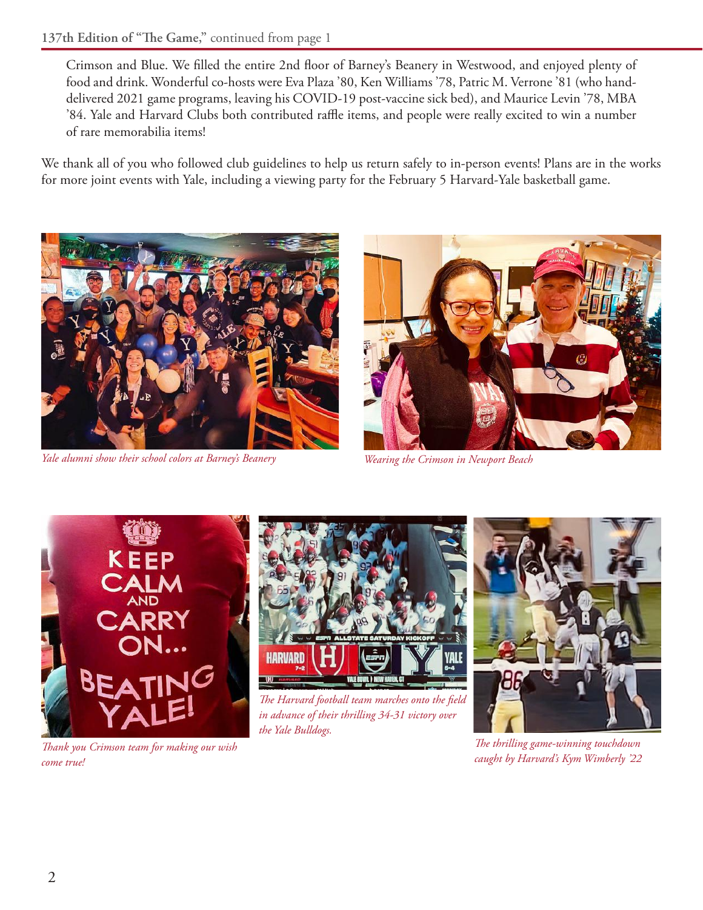Crimson and Blue. We filled the entire 2nd floor of Barney's Beanery in Westwood, and enjoyed plenty of food and drink. Wonderful co-hosts were Eva Plaza '80, Ken Williams '78, Patric M. Verrone '81 (who hand-delivered 2021 game programs, leaving his COVID-19 post-vaccine sick bed), and Maurice Levin '78, MBA '84. Yale and Harvard Clubs both contributed raffle items, and people were really excited to win a number of rare memorabilia items!

We thank all of you who followed club guidelines to help us return safely to in-person events! Plans are in the works for more joint events with Yale, including a viewing party for the February 5 Harvard-Yale basketball game.

*Yale alumni show their school colors at Barney's Beanery*

*Wearing the Crimson in Newport Beach*

*Thank you Crimson team for making our wish come true!*

*The Harvard football team marches onto the field in advance of their thrilling 34-31 victory over the Yale Bulldogs.*

*The thrilling game-winning touchdown caught by Harvard's Kym Wimberly '22*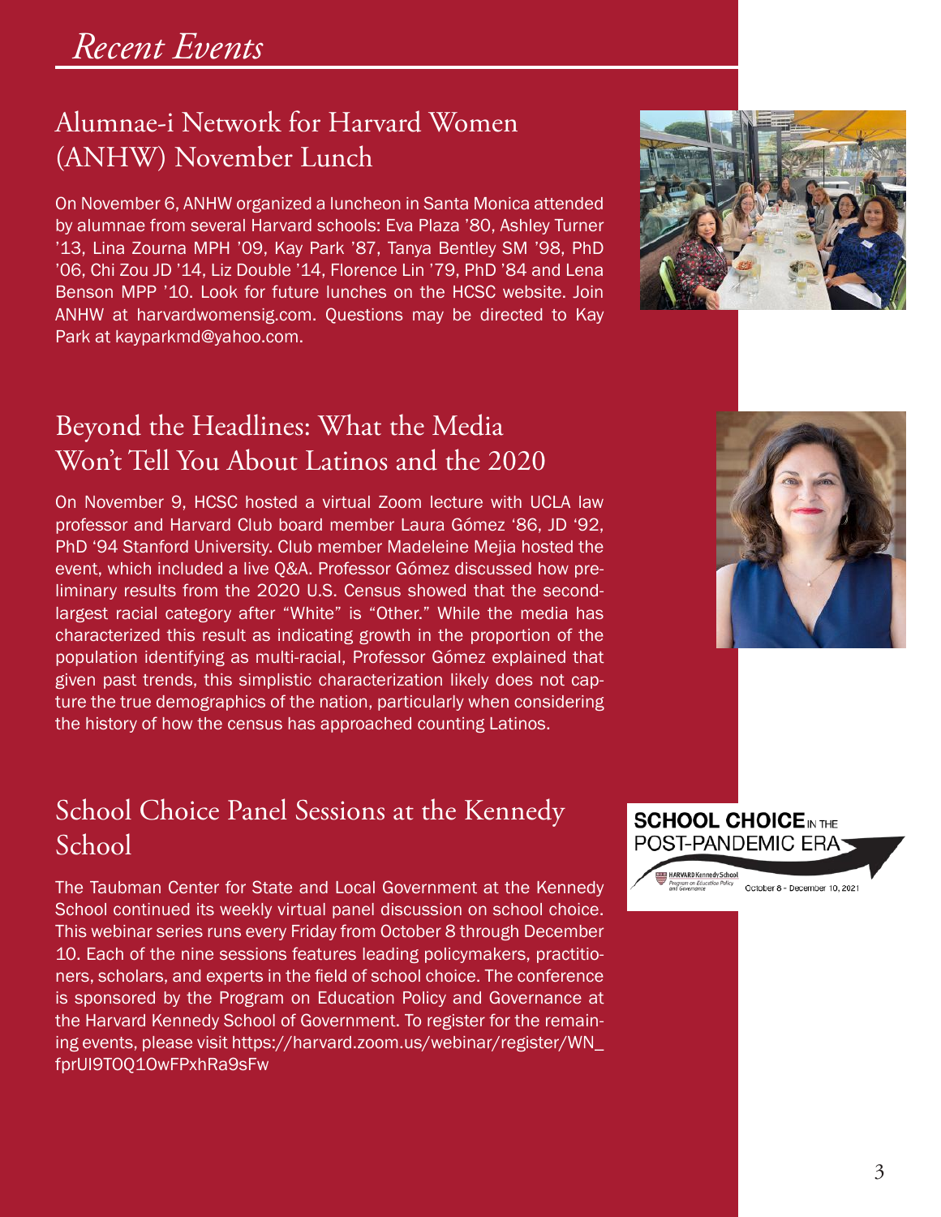# *Recent Events*

## Alumnae-i Network for Harvard Women (ANHW) November Lunch

On November 6, ANHW organized a luncheon in Santa Monica attended by alumnae from several Harvard schools: Eva Plaza '80, Ashley Turner '13, Lina Zourna MPH '09, Kay Park '87, Tanya Bentley SM '98, PhD '06, Chi Zou JD '14, Liz Double '14, Florence Lin '79, PhD '84 and Lena Benson MPP '10. Look for future lunches on the HCSC website. Join ANHW at harvardwomensig.com. Questions may be directed to Kay Park at kayparkmd@yahoo.com.

## Beyond the Headlines: What the Media Won't Tell You About Latinos and the 2020

On November 9, HCSC hosted a virtual Zoom lecture with UCLA law professor and Harvard Club board member Laura Gómez '86, JD '92, PhD '94 Stanford University. Club member Madeleine Mejia hosted the event, which included a live Q&A. Professor Gómez discussed how preliminary results from the 2020 U.S. Census showed that the second-largest racial category after "White" is "Other." While the media has characterized this result as indicating growth in the proportion of the population identifying as multi-racial, Professor Gómez explained that given past trends, this simplistic characterization likely does not capture the true demographics of the nation, particularly when considering the history of how the census has approached counting Latinos.

## School Choice Panel Sessions at the Kennedy School

The Taubman Center for State and Local Government at the Kennedy School continued its weekly virtual panel discussion on school choice. This webinar series runs every Friday from October 8 through December 10. Each of the nine sessions features leading policymakers, practitioners, scholars, and experts in the field of school choice. The conference is sponsored by the Program on Education Policy and Governance at the Harvard Kennedy School of Government. To register for the remaining events, please visit https://harvard.zoom.us/webinar/register/WN_fprUI9TOQ1OwFPxhRa9sFw

SCHOOL CHOICE IN THE POST-PANDEMIC ERA

HARVARD Kennedy School Program on Education Policy and Governance

October 8 - December 10, 2021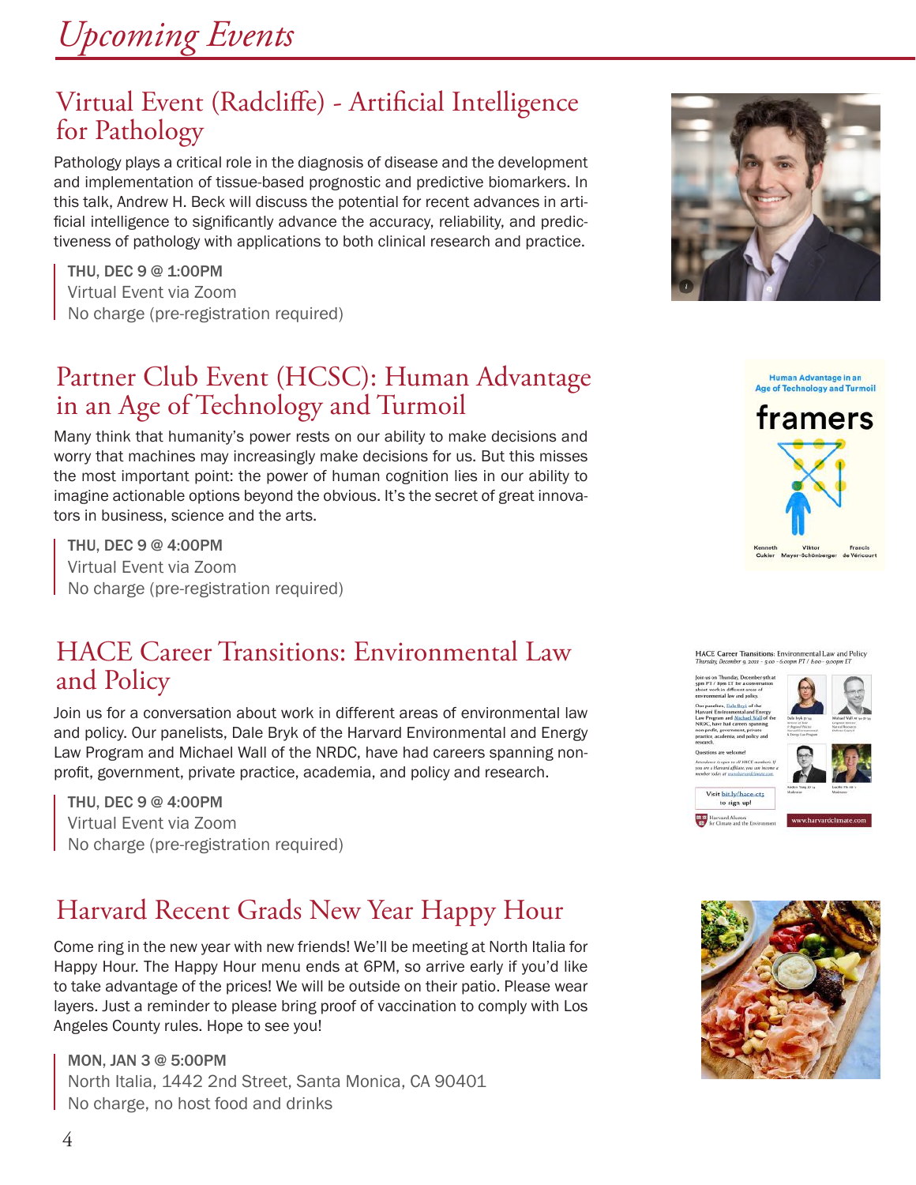# Upcoming Events

## Virtual Event (Radcliffe) - Artificial Intelligence for Pathology

Pathology plays a critical role in the diagnosis of disease and the development and implementation of tissue-based prognostic and predictive biomarkers. In this talk, Andrew H. Beck will discuss the potential for recent advances in artificial intelligence to significantly advance the accuracy, reliability, and predictiveness of pathology with applications to both clinical research and practice.

**THU, DEC 9 @ 1:00PM**
Virtual Event via Zoom
No charge (pre-registration required)

## Partner Club Event (HCSC): Human Advantage in an Age of Technology and Turmoil

Many think that humanity's power rests on our ability to make decisions and worry that machines may increasingly make decisions for us. But this misses the most important point: the power of human cognition lies in our ability to imagine actionable options beyond the obvious. It's the secret of great innovators in business, science and the arts.

**THU, DEC 9 @ 4:00PM**
Virtual Event via Zoom
No charge (pre-registration required)

## HACE Career Transitions: Environmental Law and Policy

Join us for a conversation about work in different areas of environmental law and policy. Our panelists, Dale Bryk of the Harvard Environmental and Energy Law Program and Michael Wall of the NRDC, have had careers spanning non-profit, government, private practice, academia, and policy and research.

**THU, DEC 9 @ 4:00PM**
Virtual Event via Zoom
No charge (pre-registration required)

## Harvard Recent Grads New Year Happy Hour

Come ring in the new year with new friends! We'll be meeting at North Italia for Happy Hour. The Happy Hour menu ends at 6PM, so arrive early if you'd like to take advantage of the prices! We will be outside on their patio. Please wear layers. Just a reminder to please bring proof of vaccination to comply with Los Angeles County rules. Hope to see you!

**MON, JAN 3 @ 5:00PM**
North Italia, 1442 2nd Street, Santa Monica, CA 90401
No charge, no host food and drinks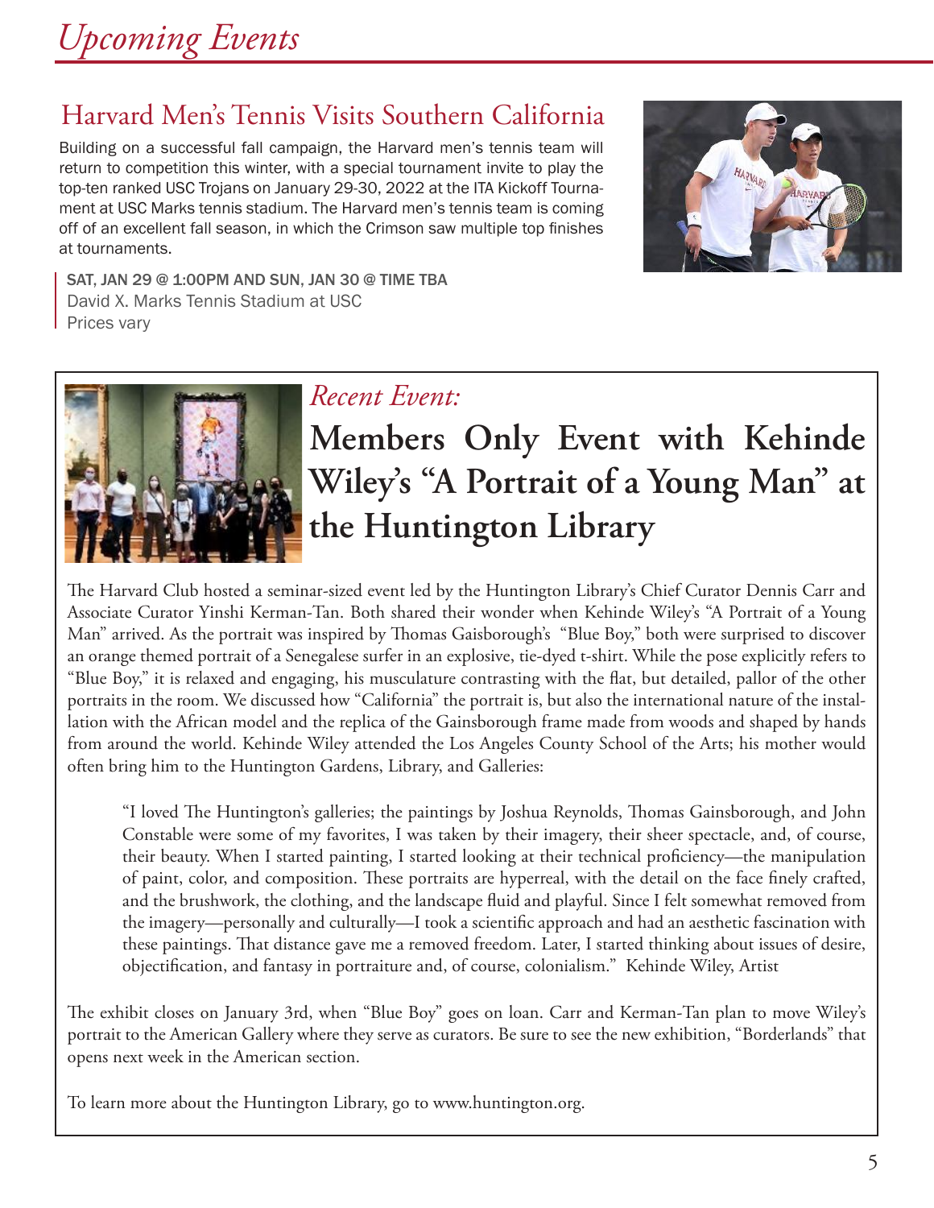# *Upcoming Events*

## Harvard Men's Tennis Visits Southern California

Building on a successful fall campaign, the Harvard men's tennis team will return to competition this winter, with a special tournament invite to play the top-ten ranked USC Trojans on January 29-30, 2022 at the ITA Kickoff Tournament at USC Marks tennis stadium. The Harvard men's tennis team is coming off of an excellent fall season, in which the Crimson saw multiple top finishes at tournaments.

SAT, JAN 29 @ 1:00PM AND SUN, JAN 30 @ TIME TBA
David X. Marks Tennis Stadium at USC
Prices vary

*Recent Event:*

## Members Only Event with Kehinde Wiley's "A Portrait of a Young Man" at the Huntington Library

The Harvard Club hosted a seminar-sized event led by the Huntington Library's Chief Curator Dennis Carr and Associate Curator Yinshi Kerman-Tan. Both shared their wonder when Kehinde Wiley's "A Portrait of a Young Man" arrived. As the portrait was inspired by Thomas Gaisborough's "Blue Boy," both were surprised to discover an orange themed portrait of a Senegalese surfer in an explosive, tie-dyed t-shirt. While the pose explicitly refers to "Blue Boy," it is relaxed and engaging, his musculature contrasting with the flat, but detailed, pallor of the other portraits in the room. We discussed how "California" the portrait is, but also the international nature of the installation with the African model and the replica of the Gainsborough frame made from woods and shaped by hands from around the world. Kehinde Wiley attended the Los Angeles County School of the Arts; his mother would often bring him to the Huntington Gardens, Library, and Galleries:

> "I loved The Huntington's galleries; the paintings by Joshua Reynolds, Thomas Gainsborough, and John Constable were some of my favorites, I was taken by their imagery, their sheer spectacle, and, of course, their beauty. When I started painting, I started looking at their technical proficiency—the manipulation of paint, color, and composition. These portraits are hyperreal, with the detail on the face finely crafted, and the brushwork, the clothing, and the landscape fluid and playful. Since I felt somewhat removed from the imagery—personally and culturally—I took a scientific approach and had an aesthetic fascination with these paintings. That distance gave me a removed freedom. Later, I started thinking about issues of desire, objectification, and fantasy in portraiture and, of course, colonialism." Kehinde Wiley, Artist

The exhibit closes on January 3rd, when "Blue Boy" goes on loan. Carr and Kerman-Tan plan to move Wiley's portrait to the American Gallery where they serve as curators. Be sure to see the new exhibition, "Borderlands" that opens next week in the American section.

To learn more about the Huntington Library, go to www.huntington.org.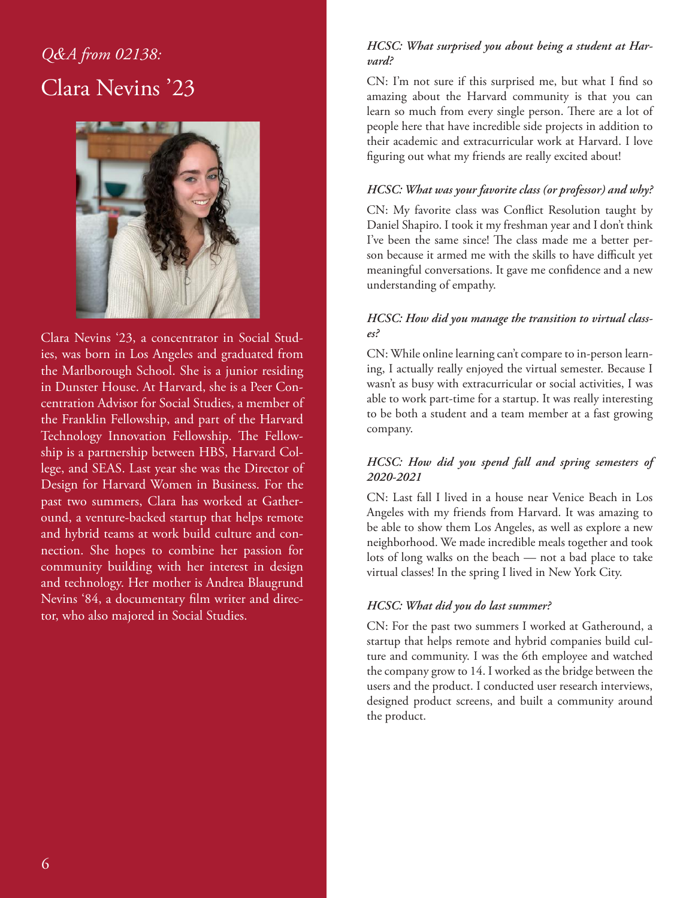*Q&A from 02138:*

# Clara Nevins '23

Clara Nevins '23, a concentrator in Social Studies, was born in Los Angeles and graduated from the Marlborough School. She is a junior residing in Dunster House. At Harvard, she is a Peer Concentration Advisor for Social Studies, a member of the Franklin Fellowship, and part of the Harvard Technology Innovation Fellowship. The Fellowship is a partnership between HBS, Harvard College, and SEAS. Last year she was the Director of Design for Harvard Women in Business. For the past two summers, Clara has worked at Gatheround, a venture-backed startup that helps remote and hybrid teams at work build culture and connection. She hopes to combine her passion for community building with her interest in design and technology. Her mother is Andrea Blaugrund Nevins '84, a documentary film writer and director, who also majored in Social Studies.

***HCSC: What surprised you about being a student at Harvard?***

CN: I'm not sure if this surprised me, but what I find so amazing about the Harvard community is that you can learn so much from every single person. There are a lot of people here that have incredible side projects in addition to their academic and extracurricular work at Harvard. I love figuring out what my friends are really excited about!

***HCSC: What was your favorite class (or professor) and why?***

CN: My favorite class was Conflict Resolution taught by Daniel Shapiro. I took it my freshman year and I don't think I've been the same since! The class made me a better person because it armed me with the skills to have difficult yet meaningful conversations. It gave me confidence and a new understanding of empathy.

***HCSC: How did you manage the transition to virtual classes?***

CN: While online learning can't compare to in-person learning, I actually really enjoyed the virtual semester. Because I wasn't as busy with extracurricular or social activities, I was able to work part-time for a startup. It was really interesting to be both a student and a team member at a fast growing company.

***HCSC: How did you spend fall and spring semesters of 2020-2021***

CN: Last fall I lived in a house near Venice Beach in Los Angeles with my friends from Harvard. It was amazing to be able to show them Los Angeles, as well as explore a new neighborhood. We made incredible meals together and took lots of long walks on the beach — not a bad place to take virtual classes! In the spring I lived in New York City.

***HCSC: What did you do last summer?***

CN: For the past two summers I worked at Gatheround, a startup that helps remote and hybrid companies build culture and community. I was the 6th employee and watched the company grow to 14. I worked as the bridge between the users and the product. I conducted user research interviews, designed product screens, and built a community around the product.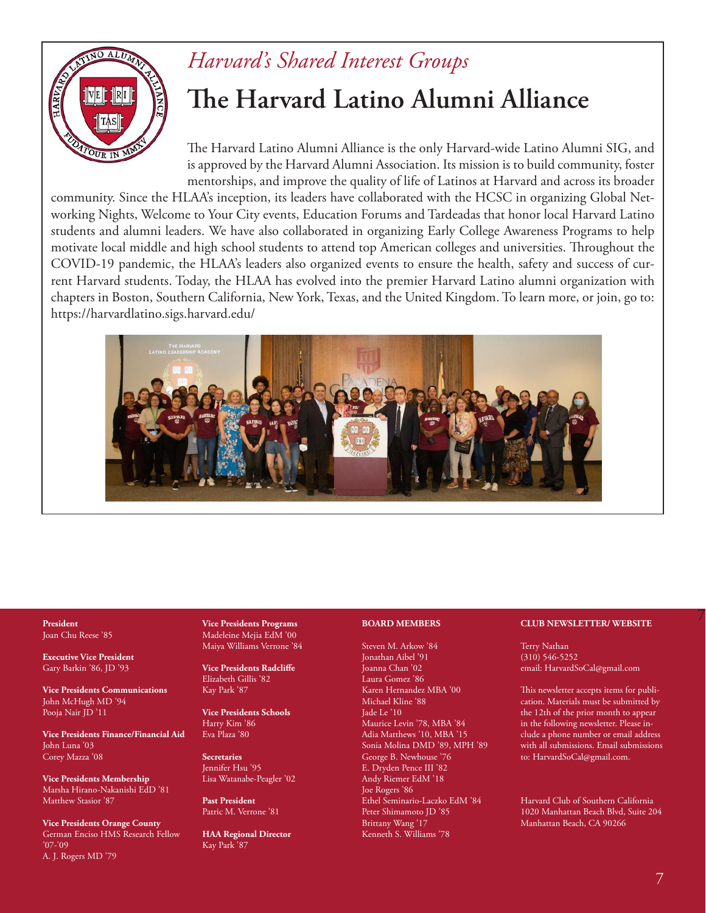*Harvard's Shared Interest Groups*

# The Harvard Latino Alumni Alliance

The Harvard Latino Alumni Alliance is the only Harvard-wide Latino Alumni SIG, and is approved by the Harvard Alumni Association. Its mission is to build community, foster mentorships, and improve the quality of life of Latinos at Harvard and across its broader community. Since the HLAA's inception, its leaders have collaborated with the HCSC in organizing Global Networking Nights, Welcome to Your City events, Education Forums and Tardeadas that honor local Harvard Latino students and alumni leaders. We have also collaborated in organizing Early College Awareness Programs to help motivate local middle and high school students to attend top American colleges and universities. Throughout the COVID-19 pandemic, the HLAA's leaders also organized events to ensure the health, safety and success of current Harvard students. Today, the HLAA has evolved into the premier Harvard Latino alumni organization with chapters in Boston, Southern California, New York, Texas, and the United Kingdom. To learn more, or join, go to: https://harvardlatino.sigs.harvard.edu/

**President**
Joan Chu Reese '85

**Executive Vice President**
Gary Barkin '86, JD '93

**Vice Presidents Communications**
John McHugh MD '94
Pooja Nair JD '11

**Vice Presidents Finance/Financial Aid**
John Luna '03
Corey Mazza '08

**Vice Presidents Membership**
Marsha Hirano-Nakanishi EdD '81
Matthew Stasior '87

**Vice Presidents Orange County**
German Enciso HMS Research Fellow '07-'09
A. J. Rogers MD '79

**Vice Presidents Programs**
Madeleine Mejia EdM '00
Maiya Williams Verrone '84

**Vice Presidents Radcliffe**
Elizabeth Gillis '82
Kay Park '87

**Vice Presidents Schools**
Harry Kim '86
Eva Plaza '80

**Secretaries**
Jennifer Hsu '95
Lisa Watanabe-Peagler '02

**Past President**
Patric M. Verrone '81

**HAA Regional Director**
Kay Park '87

**BOARD MEMBERS**

Steven M. Arkow '84
Jonathan Aibel '91
Joanna Chan '02
Laura Gomez '86
Karen Hernandez MBA '00
Michael Kline '88
Jade Le '10
Maurice Levin '78, MBA '84
Adia Matthews '10, MBA '15
Sonia Molina DMD '89, MPH '89
George B. Newhouse '76
E. Dryden Pence III '82
Andy Riemer EdM '18
Joe Rogers '86
Ethel Seminario-Laczko EdM '84
Peter Shimamoto JD '85
Brittany Wang '17
Kenneth S. Williams '78

**CLUB NEWSLETTER/ WEBSITE**

Terry Nathan
(310) 546-5252
email: HarvardSoCal@gmail.com

This newsletter accepts items for publication. Materials must be submitted by the 12th of the prior month to appear in the following newsletter. Please include a phone number or email address with all submissions. Email submissions to: HarvardSoCal@gmail.com.

Harvard Club of Southern California
1020 Manhattan Beach Blvd, Suite 204
Manhattan Beach, CA 90266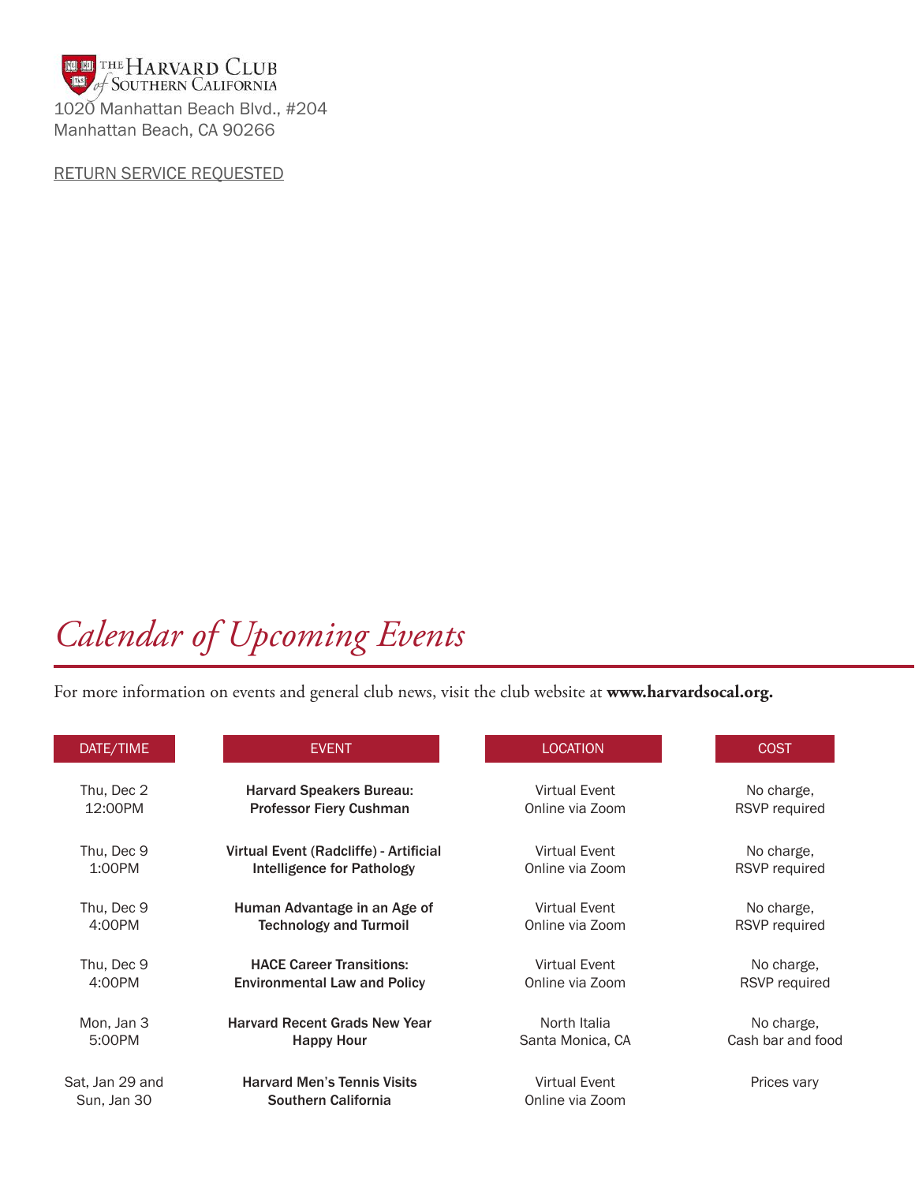THE HARVARD CLUB of SOUTHERN CALIFORNIA

1020 Manhattan Beach Blvd., #204
Manhattan Beach, CA 90266

RETURN SERVICE REQUESTED

# *Calendar of Upcoming Events*

For more information on events and general club news, visit the club website at **www.harvardsocal.org.**

| DATE/TIME | EVENT | LOCATION | COST |
| --- | --- | --- | --- |
| Thu, Dec 2<br>12:00PM | **Harvard Speakers Bureau: Professor Fiery Cushman** | Virtual Event<br>Online via Zoom | No charge,<br>RSVP required |
| Thu, Dec 9<br>1:00PM | **Virtual Event (Radcliffe) - Artificial Intelligence for Pathology** | Virtual Event<br>Online via Zoom | No charge,<br>RSVP required |
| Thu, Dec 9<br>4:00PM | **Human Advantage in an Age of Technology and Turmoil** | Virtual Event<br>Online via Zoom | No charge,<br>RSVP required |
| Thu, Dec 9<br>4:00PM | **HACE Career Transitions: Environmental Law and Policy** | Virtual Event<br>Online via Zoom | No charge,<br>RSVP required |
| Mon, Jan 3<br>5:00PM | **Harvard Recent Grads New Year Happy Hour** | North Italia<br>Santa Monica, CA | No charge,<br>Cash bar and food |
| Sat, Jan 29 and<br>Sun, Jan 30 | **Harvard Men's Tennis Visits Southern California** | Virtual Event<br>Online via Zoom | Prices vary |